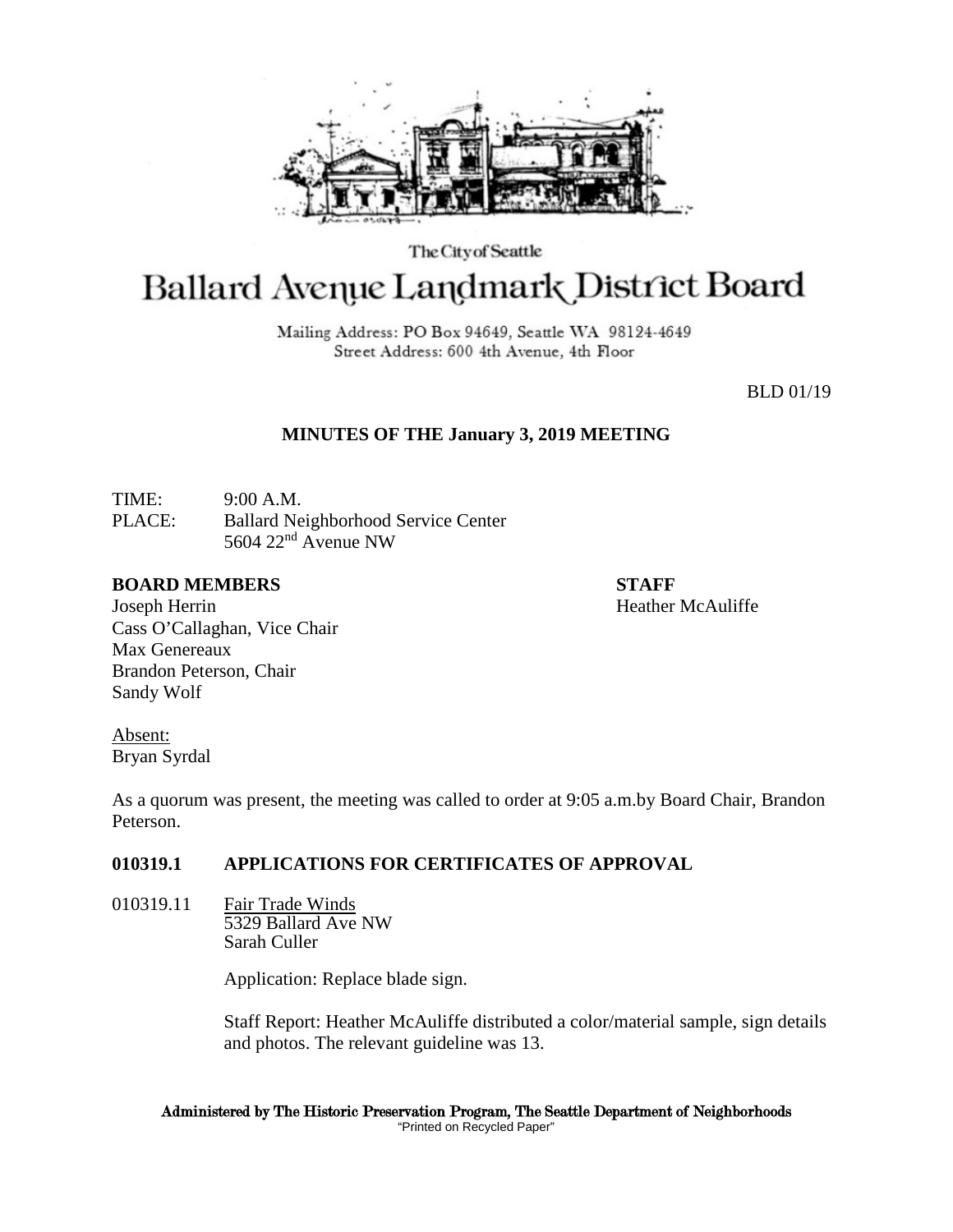The City of Seattle

# Ballard Avenue Landmark District Board

Mailing Address: PO Box 94649, Seattle WA 98124-4649
Street Address: 600 4th Avenue, 4th Floor

BLD 01/19

## MINUTES OF THE January 3, 2019 MEETING

TIME: 9:00 A.M.
PLACE: Ballard Neighborhood Service Center
5604 22nd Avenue NW

**BOARD MEMBERS**
Joseph Herrin
Cass O'Callaghan, Vice Chair
Max Genereaux
Brandon Peterson, Chair
Sandy Wolf

**STAFF**
Heather McAuliffe

Absent:
Bryan Syrdal

As a quorum was present, the meeting was called to order at 9:05 a.m.by Board Chair, Brandon Peterson.

### 010319.1 APPLICATIONS FOR CERTIFICATES OF APPROVAL

010319.11 Fair Trade Winds
5329 Ballard Ave NW
Sarah Culler

Application: Replace blade sign.

Staff Report: Heather McAuliffe distributed a color/material sample, sign details and photos. The relevant guideline was 13.

Administered by The Historic Preservation Program, The Seattle Department of Neighborhoods
"Printed on Recycled Paper"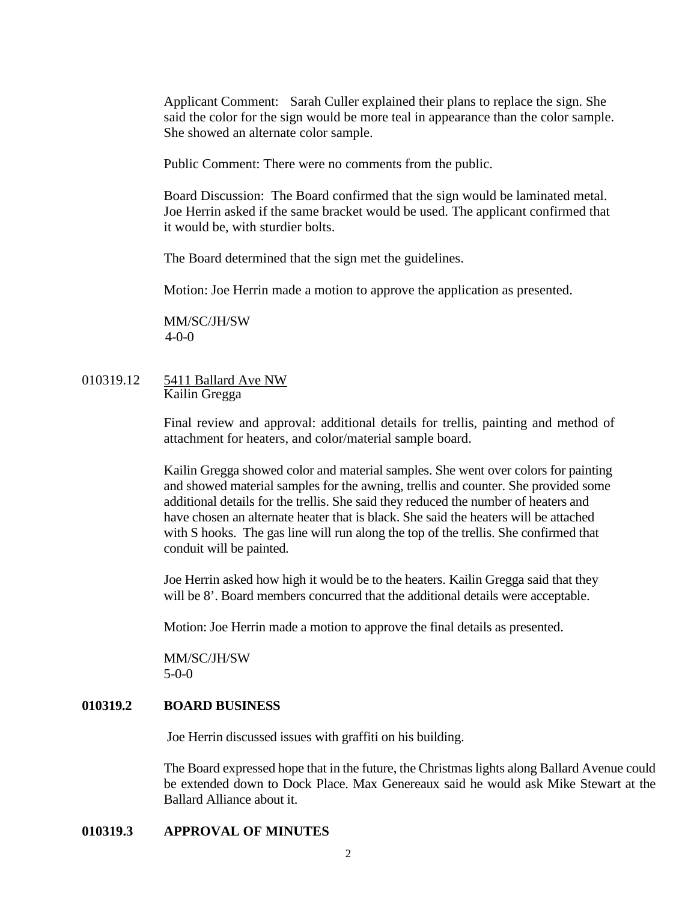Applicant Comment: Sarah Culler explained their plans to replace the sign. She said the color for the sign would be more teal in appearance than the color sample. She showed an alternate color sample.

Public Comment: There were no comments from the public.

Board Discussion: The Board confirmed that the sign would be laminated metal. Joe Herrin asked if the same bracket would be used. The applicant confirmed that it would be, with sturdier bolts.

The Board determined that the sign met the guidelines.

Motion: Joe Herrin made a motion to approve the application as presented.

MM/SC/JH/SW
4-0-0

010319.12 5411 Ballard Ave NW
Kailin Gregga

Final review and approval: additional details for trellis, painting and method of attachment for heaters, and color/material sample board.

Kailin Gregga showed color and material samples. She went over colors for painting and showed material samples for the awning, trellis and counter. She provided some additional details for the trellis. She said they reduced the number of heaters and have chosen an alternate heater that is black. She said the heaters will be attached with S hooks. The gas line will run along the top of the trellis. She confirmed that conduit will be painted.

Joe Herrin asked how high it would be to the heaters. Kailin Gregga said that they will be 8'. Board members concurred that the additional details were acceptable.

Motion: Joe Herrin made a motion to approve the final details as presented.

MM/SC/JH/SW
5-0-0

**010319.2 BOARD BUSINESS**

Joe Herrin discussed issues with graffiti on his building.

The Board expressed hope that in the future, the Christmas lights along Ballard Avenue could be extended down to Dock Place. Max Genereaux said he would ask Mike Stewart at the Ballard Alliance about it.

**010319.3 APPROVAL OF MINUTES**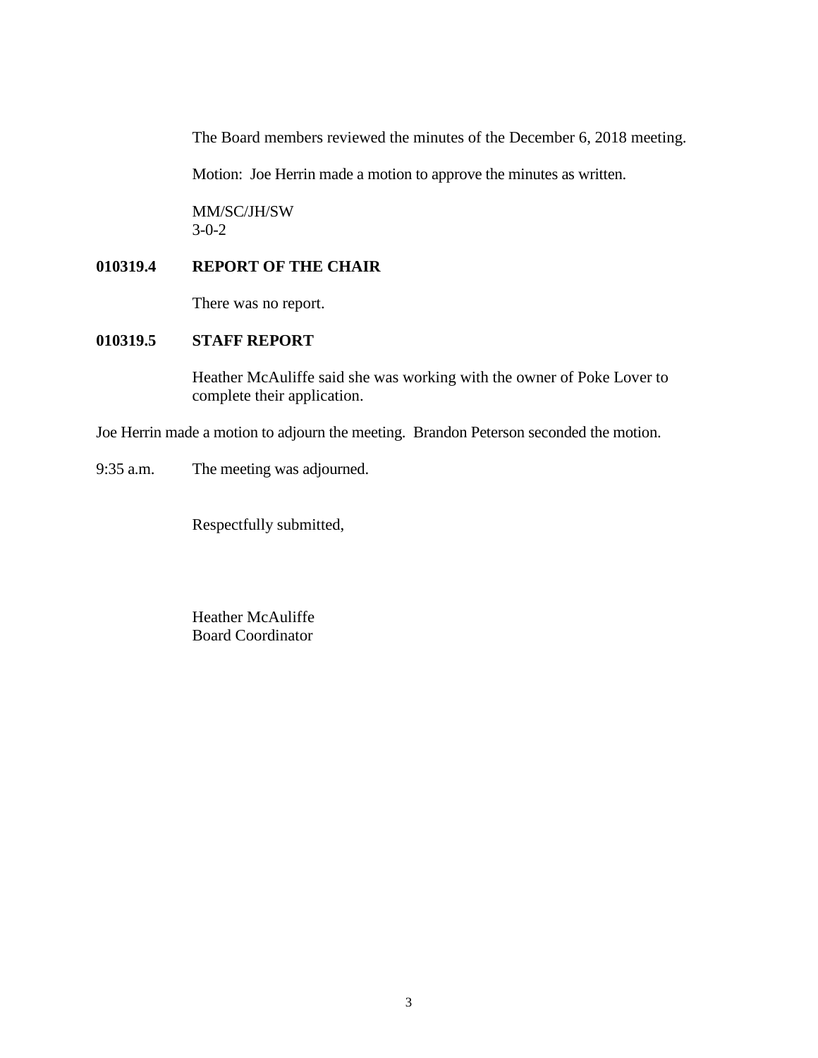The Board members reviewed the minutes of the December 6, 2018 meeting.

Motion: Joe Herrin made a motion to approve the minutes as written.

MM/SC/JH/SW
3-0-2

**010319.4 REPORT OF THE CHAIR**

There was no report.

**010319.5 STAFF REPORT**

Heather McAuliffe said she was working with the owner of Poke Lover to complete their application.

Joe Herrin made a motion to adjourn the meeting. Brandon Peterson seconded the motion.

9:35 a.m. The meeting was adjourned.

Respectfully submitted,

Heather McAuliffe
Board Coordinator